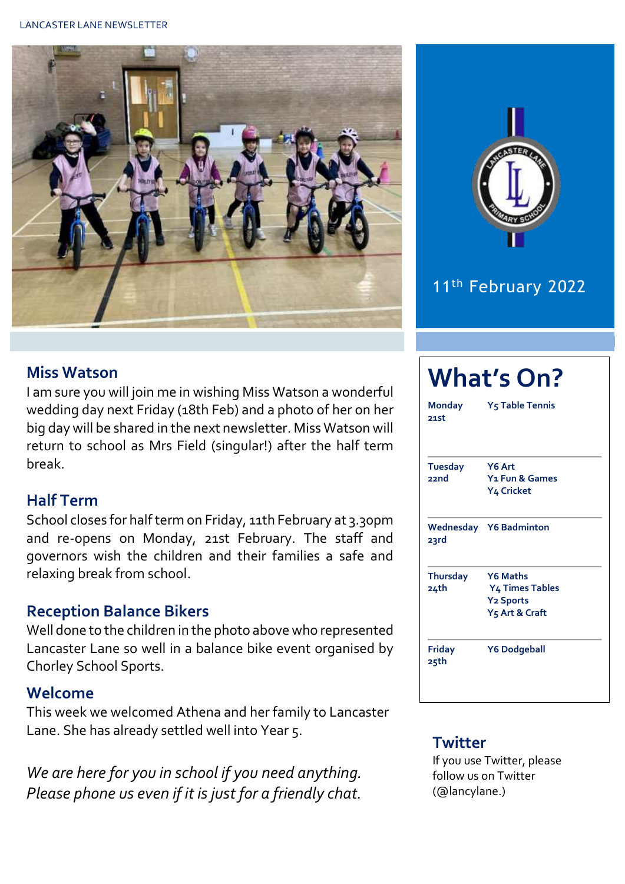LANCASTER LANE NEWSLETTER

11th February 2022

## Miss Watson

I am sure you will join me in wishing Miss Watson a wonderful wedding day next Friday (18th Feb) and a photo of her on her big day will be shared in the next newsletter. Miss Watson will return to school as Mrs Field (singular!) after the half term break.

## Half Term

School closes for half term on Friday, 11th February at 3.30pm and re-opens on Monday, 21st February. The staff and governors wish the children and their families a safe and relaxing break from school.

## Reception Balance Bikers

Well done to the children in the photo above who represented Lancaster Lane so well in a balance bike event organised by Chorley School Sports.

## Welcome

This week we welcomed Athena and her family to Lancaster Lane. She has already settled well into Year 5.

*We are here for you in school if you need anything. Please phone us even if it is just for a friendly chat.*

# What's On?

| Day | Activities |
|---|---|
| Monday 21st | Y5 Table Tennis |
| Tuesday 22nd | Y6 Art<br>Y1 Fun & Games<br>Y4 Cricket |
| Wednesday 23rd | Y6 Badminton |
| Thursday 24th | Y6 Maths<br>Y4 Times Tables<br>Y2 Sports<br>Y5 Art & Craft |
| Friday 25th | Y6 Dodgeball |

## Twitter

If you use Twitter, please follow us on Twitter (@lancylane.)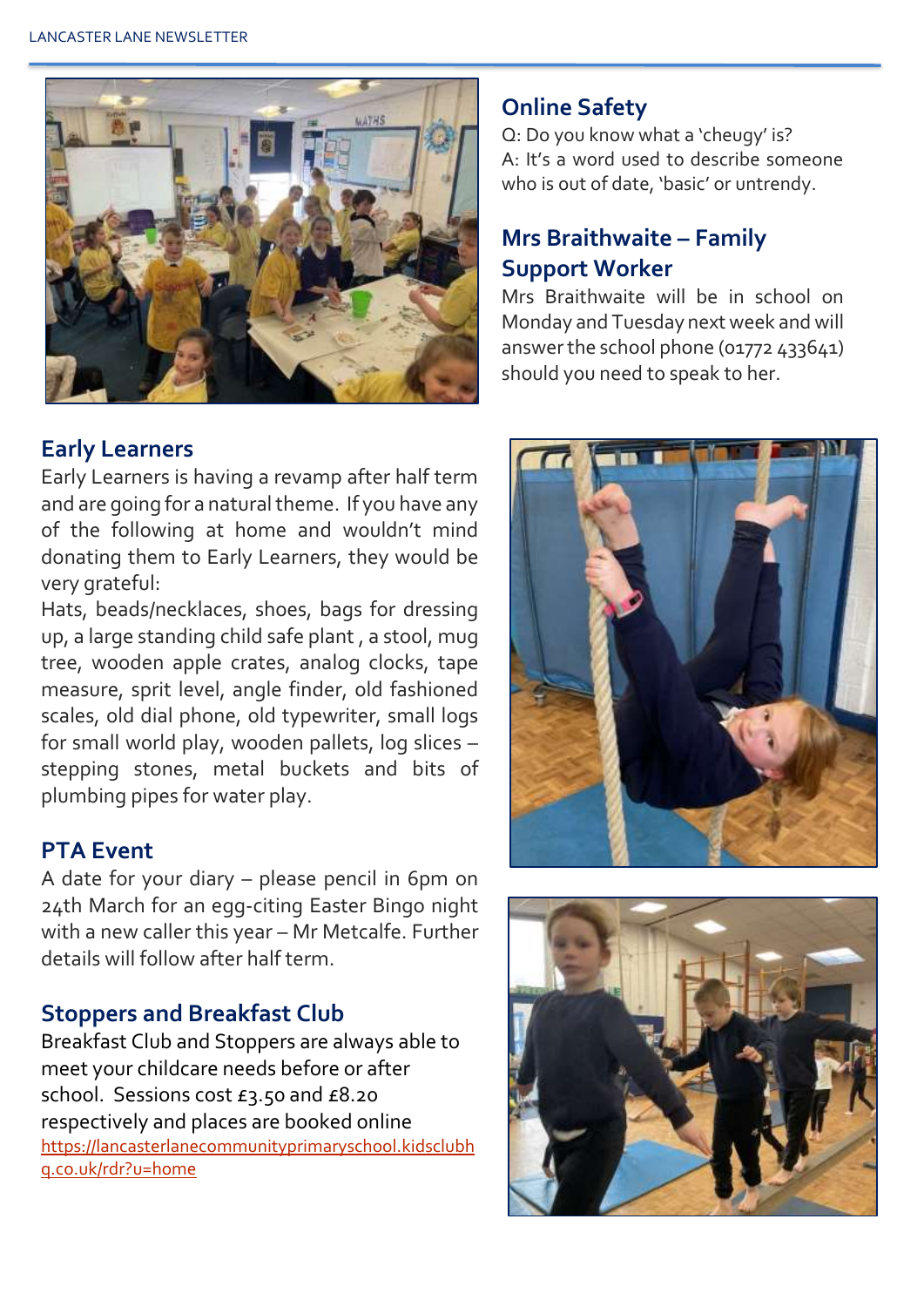## Online Safety

Q: Do you know what a 'cheugy' is?
A: It's a word used to describe someone who is out of date, 'basic' or untrendy.

## Mrs Braithwaite – Family Support Worker

Mrs Braithwaite will be in school on Monday and Tuesday next week and will answer the school phone (01772 433641) should you need to speak to her.

## Early Learners

Early Learners is having a revamp after half term and are going for a natural theme. If you have any of the following at home and wouldn't mind donating them to Early Learners, they would be very grateful:
Hats, beads/necklaces, shoes, bags for dressing up, a large standing child safe plant , a stool, mug tree, wooden apple crates, analog clocks, tape measure, sprit level, angle finder, old fashioned scales, old dial phone, old typewriter, small logs for small world play, wooden pallets, log slices – stepping stones, metal buckets and bits of plumbing pipes for water play.

## PTA Event

A date for your diary – please pencil in 6pm on 24th March for an egg-citing Easter Bingo night with a new caller this year – Mr Metcalfe. Further details will follow after half term.

## Stoppers and Breakfast Club

Breakfast Club and Stoppers are always able to meet your childcare needs before or after school. Sessions cost £3.50 and £8.20 respectively and places are booked online
[https://lancasterlanecommunityprimaryschool.kidsclubhq.co.uk/rdr?u=home](https://lancasterlanecommunityprimaryschool.kidsclubhq.co.uk/rdr?u=home)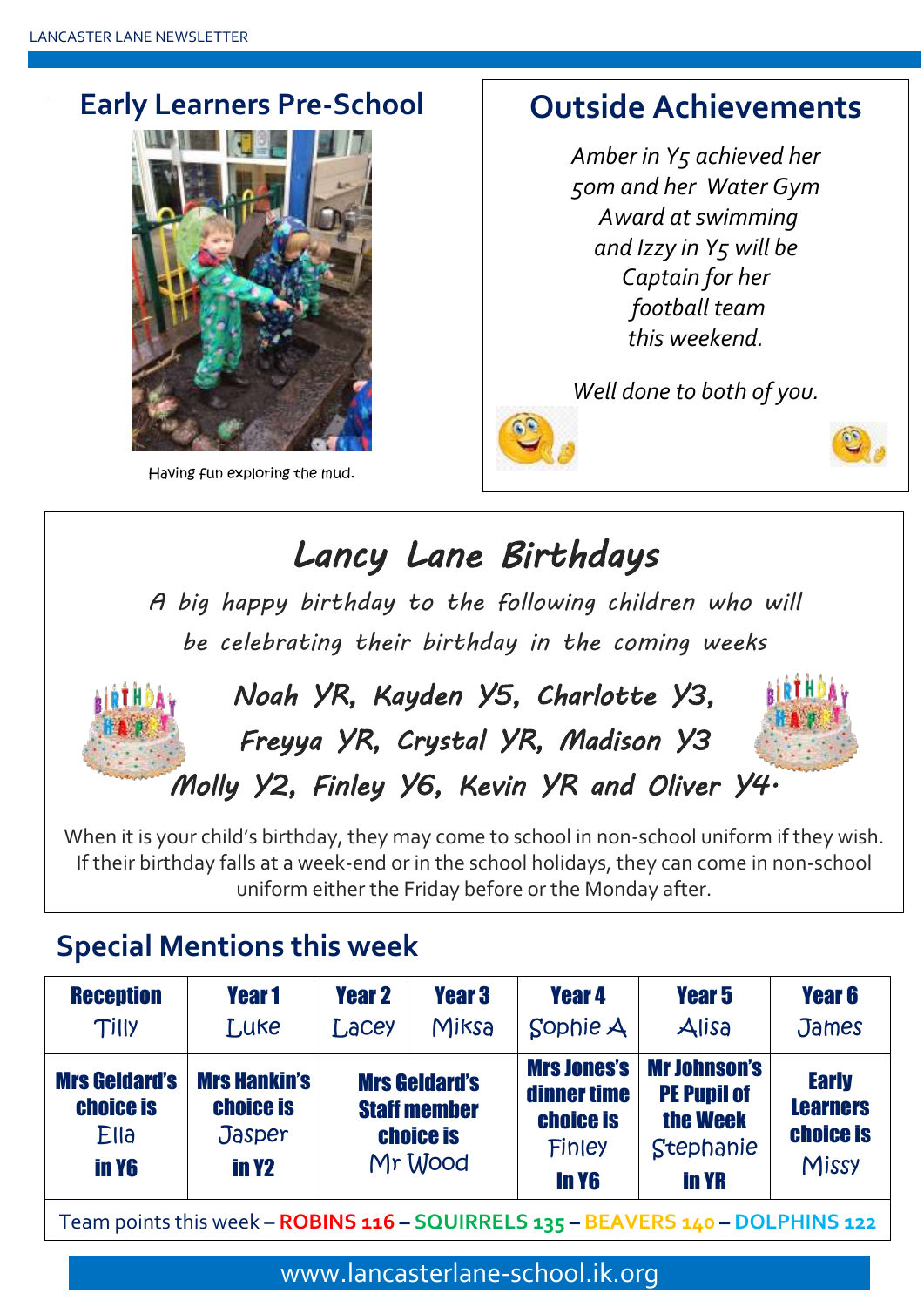## Early Learners Pre-School

Having fun exploring the mud.

## Outside Achievements

*Amber in Y5 achieved her 50m and her Water Gym Award at swimming and Izzy in Y5 will be Captain for her football team this weekend.*

*Well done to both of you.*

## Lancy Lane Birthdays

*A big happy birthday to the following children who will be celebrating their birthday in the coming weeks*

**Noah YR, Kayden Y5, Charlotte Y3, Freyya YR, Crystal YR, Madison Y3 Molly Y2, Finley Y6, Kevin YR and Oliver Y4.**

When it is your child's birthday, they may come to school in non-school uniform if they wish. If their birthday falls at a week-end or in the school holidays, they can come in non-school uniform either the Friday before or the Monday after.

## Special Mentions this week

| Reception | Year 1 | Year 2 | Year 3 | Year 4 | Year 5 | Year 6 |
|---|---|---|---|---|---|---|
| Tilly | Luke | Lacey | Miksa | Sophie A | Alisa | James |
| **Mrs Geldard's choice is** Ella **in Y6** | **Mrs Hankin's choice is** Jasper **in Y2** | **Mrs Geldard's Staff member choice is** Mr Wood | | **Mrs Jones's dinner time choice is** Finley **In Y6** | **Mr Johnson's PE Pupil of the Week** Stephanie **in YR** | **Early Learners choice is** Missy |

Team points this week – **ROBINS 116** – **SQUIRRELS 135** – **BEAVERS 140** – **DOLPHINS 122**

www.lancasterlane-school.ik.org